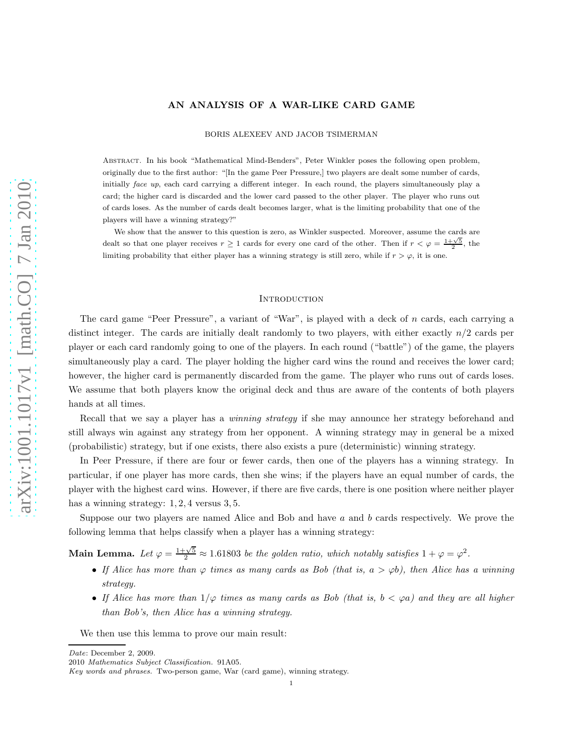# AN ANALYSIS OF A WAR-LIKE CARD GAME

BORIS ALEXEEV AND JACOB TSIMERMAN

Abstract. In his book "Mathematical Mind-Benders", Peter Winkler poses the following open problem, originally due to the first author: "[In the game Peer Pressure,] two players are dealt some number of cards, initially *face up*, each card carrying a different integer. In each round, the players simultaneously play a card; the higher card is discarded and the lower card passed to the other player. The player who runs out of cards loses. As the number of cards dealt becomes larger, what is the limiting probability that one of the players will have a winning strategy?"

We show that the answer to this question is zero, as Winkler suspected. Moreover, assume the cards are dealt so that one player receives $r \geq 1$ cards for every one card of the other. Then if $r < \varphi = \frac{1+\sqrt{5}}{2}$, the limiting probability that either player has a winning strategy is still zero, while if $r > \varphi$, it is one.

## Introduction

The card game "Peer Pressure", a variant of "War", is played with a deck of $n$ cards, each carrying a distinct integer. The cards are initially dealt randomly to two players, with either exactly $n/2$ cards per player or each card randomly going to one of the players. In each round ("battle") of the game, the players simultaneously play a card. The player holding the higher card wins the round and receives the lower card; however, the higher card is permanently discarded from the game. The player who runs out of cards loses. We assume that both players know the original deck and thus are aware of the contents of both players hands at all times.

Recall that we say a player has a *winning strategy* if she may announce her strategy beforehand and still always win against any strategy from her opponent. A winning strategy may in general be a mixed (probabilistic) strategy, but if one exists, there also exists a pure (deterministic) winning strategy.

In Peer Pressure, if there are four or fewer cards, then one of the players has a winning strategy. In particular, if one player has more cards, then she wins; if the players have an equal number of cards, the player with the highest card wins. However, if there are five cards, there is one position where neither player has a winning strategy: $1, 2, 4$ versus $3, 5$.

Suppose our two players are named Alice and Bob and have $a$ and $b$ cards respectively. We prove the following lemma that helps classify when a player has a winning strategy:

**Main Lemma.** *Let $\varphi = \frac{1+\sqrt{5}}{2} \approx 1.61803$ be the golden ratio, which notably satisfies $1 + \varphi = \varphi^2$.*

- *If Alice has more than $\varphi$ times as many cards as Bob (that is, $a > \varphi b$), then Alice has a winning strategy.*
- *If Alice has more than $1/\varphi$ times as many cards as Bob (that is, $b < \varphi a$) and they are all higher than Bob's, then Alice has a winning strategy.*

We then use this lemma to prove our main result:

*Date*: December 2, 2009.
2010 *Mathematics Subject Classification.* 91A05.
*Key words and phrases.* Two-person game, War (card game), winning strategy.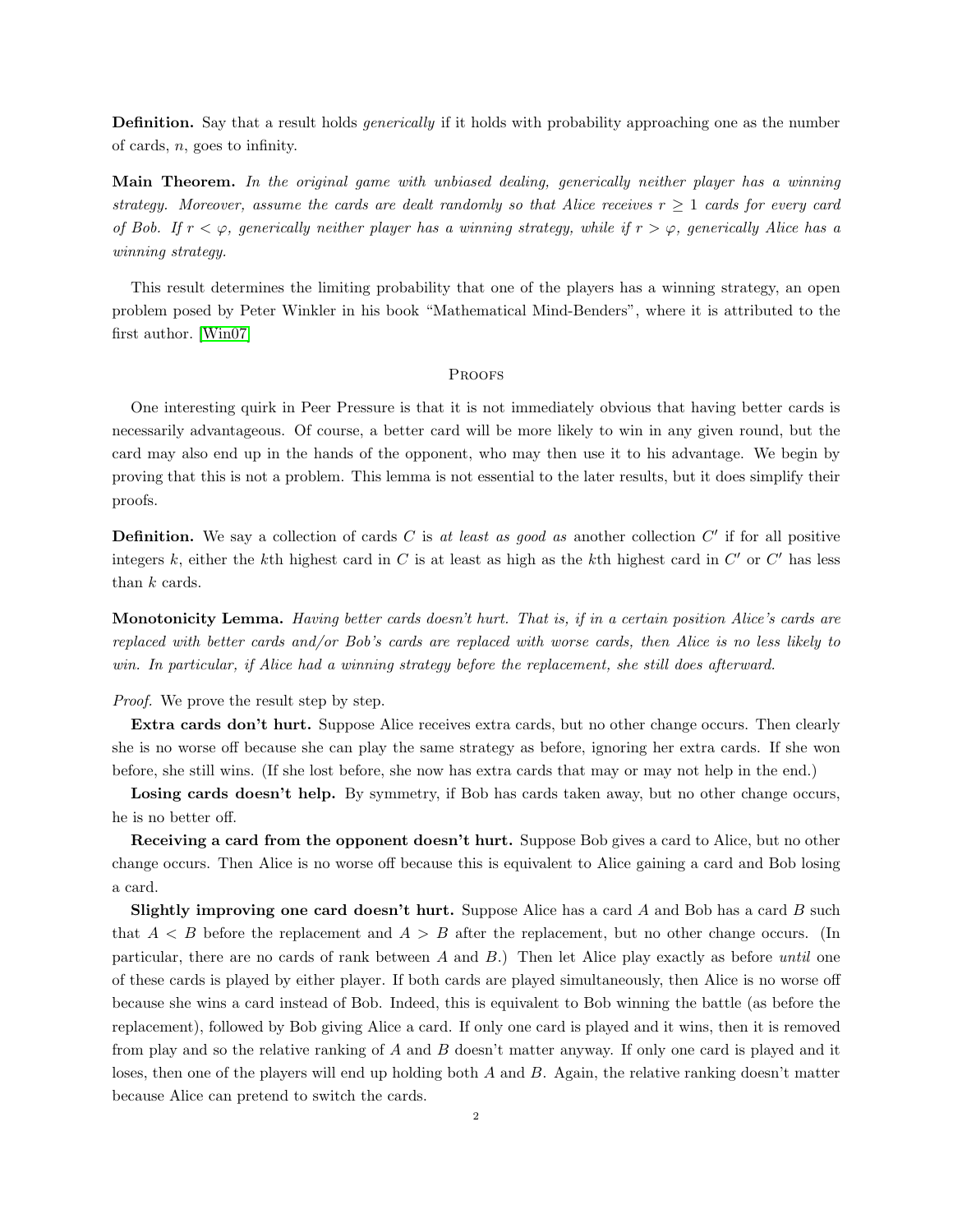**Definition.** Say that a result holds *generically* if it holds with probability approaching one as the number of cards, $n$, goes to infinity.

**Main Theorem.** *In the original game with unbiased dealing, generically neither player has a winning strategy. Moreover, assume the cards are dealt randomly so that Alice receives $r \geq 1$ cards for every card of Bob. If $r < \varphi$, generically neither player has a winning strategy, while if $r > \varphi$, generically Alice has a winning strategy.*

This result determines the limiting probability that one of the players has a winning strategy, an open problem posed by Peter Winkler in his book "Mathematical Mind-Benders", where it is attributed to the first author. [Win07]

## Proofs

One interesting quirk in Peer Pressure is that it is not immediately obvious that having better cards is necessarily advantageous. Of course, a better card will be more likely to win in any given round, but the card may also end up in the hands of the opponent, who may then use it to his advantage. We begin by proving that this is not a problem. This lemma is not essential to the later results, but it does simplify their proofs.

**Definition.** We say a collection of cards $C$ is *at least as good as* another collection $C'$ if for all positive integers $k$, either the $k$th highest card in $C$ is at least as high as the $k$th highest card in $C'$ or $C'$ has less than $k$ cards.

**Monotonicity Lemma.** *Having better cards doesn't hurt. That is, if in a certain position Alice's cards are replaced with better cards and/or Bob's cards are replaced with worse cards, then Alice is no less likely to win. In particular, if Alice had a winning strategy before the replacement, she still does afterward.*

*Proof.* We prove the result step by step.

**Extra cards don't hurt.** Suppose Alice receives extra cards, but no other change occurs. Then clearly she is no worse off because she can play the same strategy as before, ignoring her extra cards. If she won before, she still wins. (If she lost before, she now has extra cards that may or may not help in the end.)

**Losing cards doesn't help.** By symmetry, if Bob has cards taken away, but no other change occurs, he is no better off.

**Receiving a card from the opponent doesn't hurt.** Suppose Bob gives a card to Alice, but no other change occurs. Then Alice is no worse off because this is equivalent to Alice gaining a card and Bob losing a card.

**Slightly improving one card doesn't hurt.** Suppose Alice has a card $A$ and Bob has a card $B$ such that $A < B$ before the replacement and $A > B$ after the replacement, but no other change occurs. (In particular, there are no cards of rank between $A$ and $B$.) Then let Alice play exactly as before *until* one of these cards is played by either player. If both cards are played simultaneously, then Alice is no worse off because she wins a card instead of Bob. Indeed, this is equivalent to Bob winning the battle (as before the replacement), followed by Bob giving Alice a card. If only one card is played and it wins, then it is removed from play and so the relative ranking of $A$ and $B$ doesn't matter anyway. If only one card is played and it loses, then one of the players will end up holding both $A$ and $B$. Again, the relative ranking doesn't matter because Alice can pretend to switch the cards.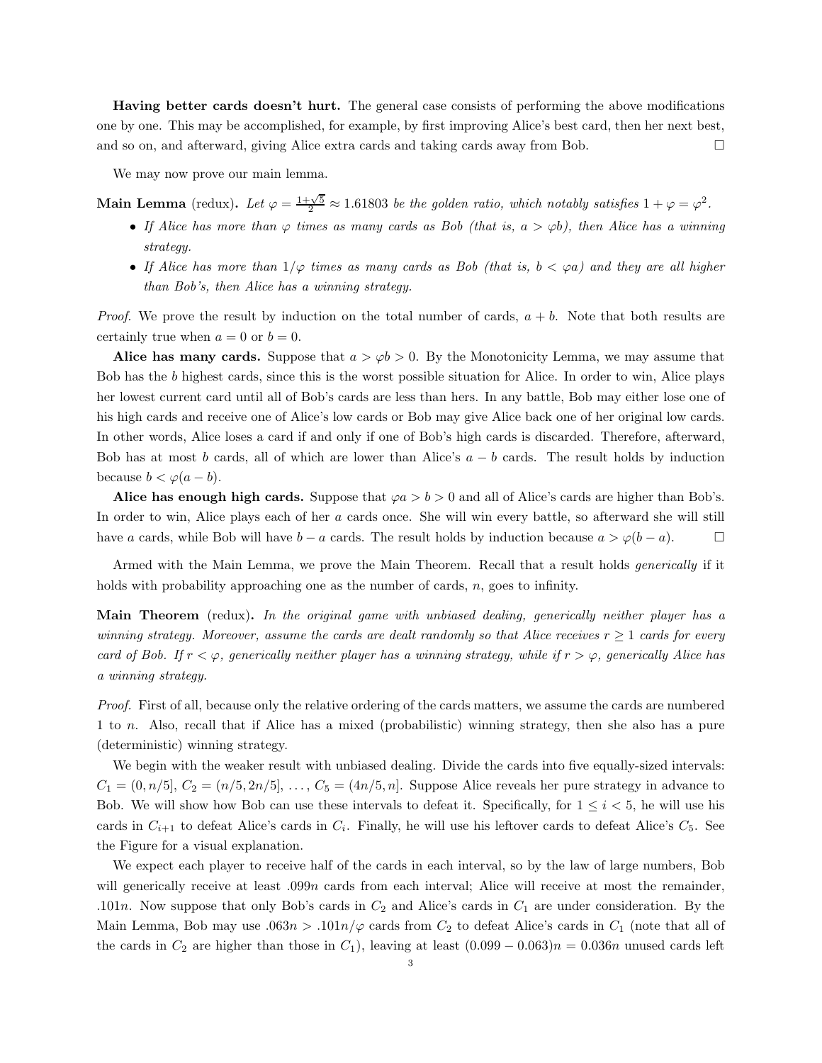**Having better cards doesn't hurt.** The general case consists of performing the above modifications one by one. This may be accomplished, for example, by first improving Alice's best card, then her next best, and so on, and afterward, giving Alice extra cards and taking cards away from Bob. □

We may now prove our main lemma.

**Main Lemma** (redux)**.** *Let $\varphi = \frac{1+\sqrt{5}}{2} \approx 1.61803$ be the golden ratio, which notably satisfies $1 + \varphi = \varphi^2$.*

- *If Alice has more than $\varphi$ times as many cards as Bob (that is, $a > \varphi b$), then Alice has a winning strategy.*
- *If Alice has more than $1/\varphi$ times as many cards as Bob (that is, $b < \varphi a$) and they are all higher than Bob's, then Alice has a winning strategy.*

*Proof.* We prove the result by induction on the total number of cards, $a + b$. Note that both results are certainly true when $a = 0$ or $b = 0$.

**Alice has many cards.** Suppose that $a > \varphi b > 0$. By the Monotonicity Lemma, we may assume that Bob has the $b$ highest cards, since this is the worst possible situation for Alice. In order to win, Alice plays her lowest current card until all of Bob's cards are less than hers. In any battle, Bob may either lose one of his high cards and receive one of Alice's low cards or Bob may give Alice back one of her original low cards. In other words, Alice loses a card if and only if one of Bob's high cards is discarded. Therefore, afterward, Bob has at most $b$ cards, all of which are lower than Alice's $a - b$ cards. The result holds by induction because $b < \varphi(a - b)$.

**Alice has enough high cards.** Suppose that $\varphi a > b > 0$ and all of Alice's cards are higher than Bob's. In order to win, Alice plays each of her $a$ cards once. She will win every battle, so afterward she will still have $a$ cards, while Bob will have $b - a$ cards. The result holds by induction because $a > \varphi(b - a)$. □

Armed with the Main Lemma, we prove the Main Theorem. Recall that a result holds *generically* if it holds with probability approaching one as the number of cards, $n$, goes to infinity.

**Main Theorem** (redux)**.** *In the original game with unbiased dealing, generically neither player has a winning strategy. Moreover, assume the cards are dealt randomly so that Alice receives $r \geq 1$ cards for every card of Bob. If $r < \varphi$, generically neither player has a winning strategy, while if $r > \varphi$, generically Alice has a winning strategy.*

*Proof.* First of all, because only the relative ordering of the cards matters, we assume the cards are numbered 1 to $n$. Also, recall that if Alice has a mixed (probabilistic) winning strategy, then she also has a pure (deterministic) winning strategy.

We begin with the weaker result with unbiased dealing. Divide the cards into five equally-sized intervals: $C_1 = (0, n/5]$, $C_2 = (n/5, 2n/5]$, ..., $C_5 = (4n/5, n]$. Suppose Alice reveals her pure strategy in advance to Bob. We will show how Bob can use these intervals to defeat it. Specifically, for $1 \leq i < 5$, he will use his cards in $C_{i+1}$ to defeat Alice's cards in $C_i$. Finally, he will use his leftover cards to defeat Alice's $C_5$. See the Figure for a visual explanation.

We expect each player to receive half of the cards in each interval, so by the law of large numbers, Bob will generically receive at least $.099n$ cards from each interval; Alice will receive at most the remainder, $.101n$. Now suppose that only Bob's cards in $C_2$ and Alice's cards in $C_1$ are under consideration. By the Main Lemma, Bob may use $.063n > .101n/\varphi$ cards from $C_2$ to defeat Alice's cards in $C_1$ (note that all of the cards in $C_2$ are higher than those in $C_1$), leaving at least $(0.099 - 0.063)n = 0.036n$ unused cards left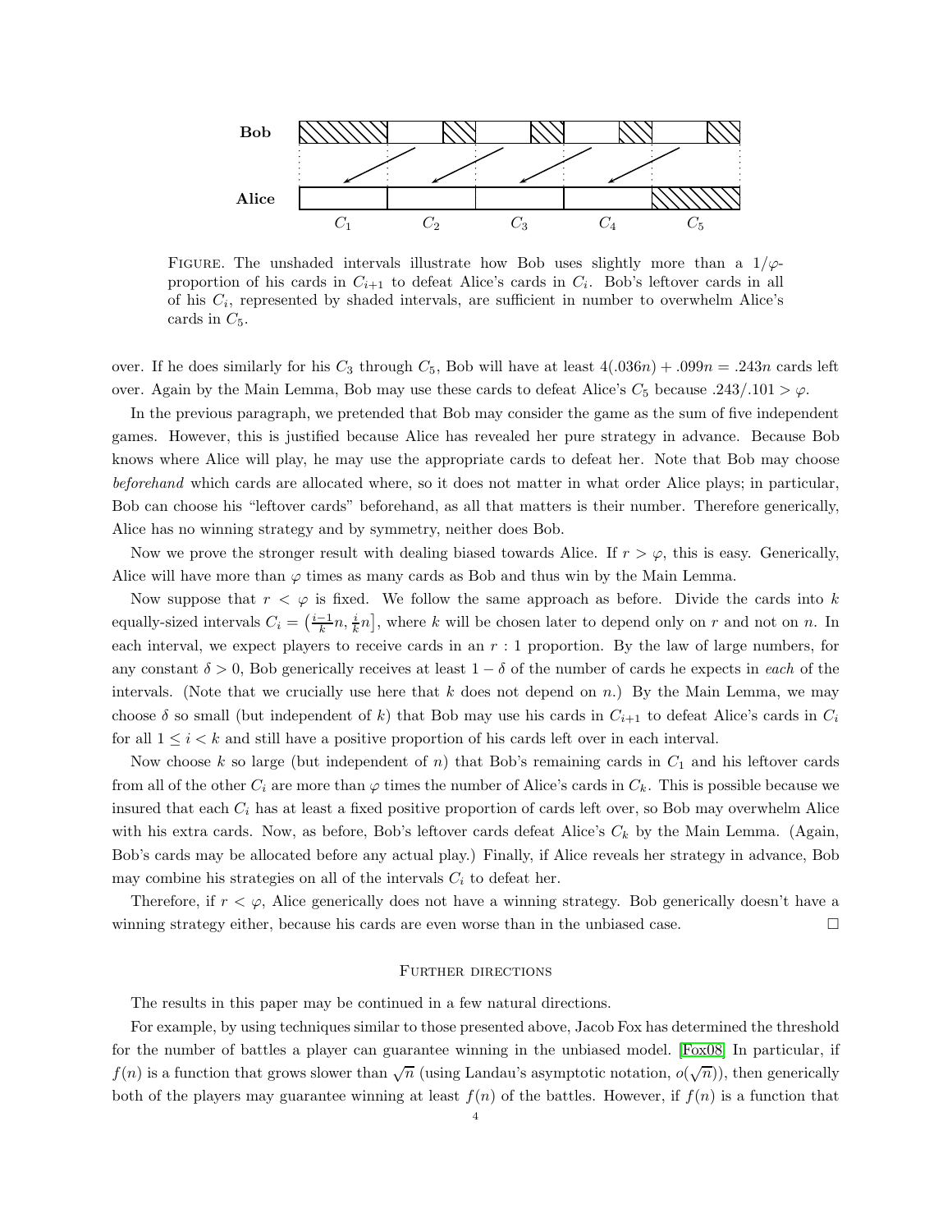FIGURE. The unshaded intervals illustrate how Bob uses slightly more than a $1/\varphi$-proportion of his cards in $C_{i+1}$ to defeat Alice's cards in $C_i$. Bob's leftover cards in all of his $C_i$, represented by shaded intervals, are sufficient in number to overwhelm Alice's cards in $C_5$.

over. If he does similarly for his $C_3$ through $C_5$, Bob will have at least $4(.036n) + .099n = .243n$ cards left over. Again by the Main Lemma, Bob may use these cards to defeat Alice's $C_5$ because $.243/.101 > \varphi$.

In the previous paragraph, we pretended that Bob may consider the game as the sum of five independent games. However, this is justified because Alice has revealed her pure strategy in advance. Because Bob knows where Alice will play, he may use the appropriate cards to defeat her. Note that Bob may choose *beforehand* which cards are allocated where, so it does not matter in what order Alice plays; in particular, Bob can choose his "leftover cards" beforehand, as all that matters is their number. Therefore generically, Alice has no winning strategy and by symmetry, neither does Bob.

Now we prove the stronger result with dealing biased towards Alice. If $r > \varphi$, this is easy. Generically, Alice will have more than $\varphi$ times as many cards as Bob and thus win by the Main Lemma.

Now suppose that $r < \varphi$ is fixed. We follow the same approach as before. Divide the cards into $k$ equally-sized intervals $C_i = \left(\frac{i-1}{k}n, \frac{i}{k}n\right]$, where $k$ will be chosen later to depend only on $r$ and not on $n$. In each interval, we expect players to receive cards in an $r : 1$ proportion. By the law of large numbers, for any constant $\delta > 0$, Bob generically receives at least $1 - \delta$ of the number of cards he expects in *each* of the intervals. (Note that we crucially use here that $k$ does not depend on $n$.) By the Main Lemma, we may choose $\delta$ so small (but independent of $k$) that Bob may use his cards in $C_{i+1}$ to defeat Alice's cards in $C_i$ for all $1 \leq i < k$ and still have a positive proportion of his cards left over in each interval.

Now choose $k$ so large (but independent of $n$) that Bob's remaining cards in $C_1$ and his leftover cards from all of the other $C_i$ are more than $\varphi$ times the number of Alice's cards in $C_k$. This is possible because we insured that each $C_i$ has at least a fixed positive proportion of cards left over, so Bob may overwhelm Alice with his extra cards. Now, as before, Bob's leftover cards defeat Alice's $C_k$ by the Main Lemma. (Again, Bob's cards may be allocated before any actual play.) Finally, if Alice reveals her strategy in advance, Bob may combine his strategies on all of the intervals $C_i$ to defeat her.

Therefore, if $r < \varphi$, Alice generically does not have a winning strategy. Bob generically doesn't have a winning strategy either, because his cards are even worse than in the unbiased case. □

## Further directions

The results in this paper may be continued in a few natural directions.

For example, by using techniques similar to those presented above, Jacob Fox has determined the threshold for the number of battles a player can guarantee winning in the unbiased model. [Fox08] In particular, if $f(n)$ is a function that grows slower than $\sqrt{n}$ (using Landau's asymptotic notation, $o(\sqrt{n})$), then generically both of the players may guarantee winning at least $f(n)$ of the battles. However, if $f(n)$ is a function that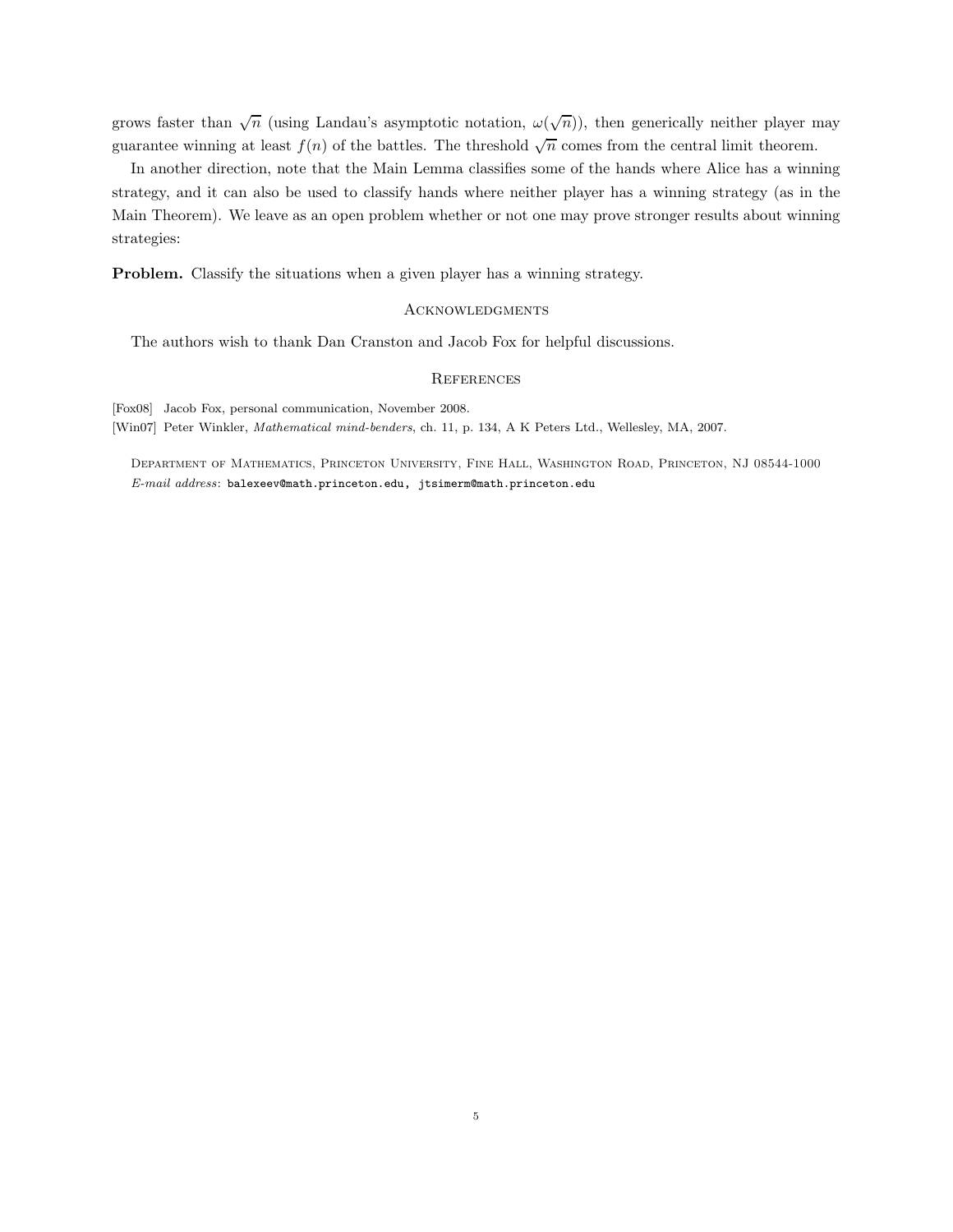grows faster than $\sqrt{n}$ (using Landau's asymptotic notation, $\omega(\sqrt{n})$), then generically neither player may guarantee winning at least $f(n)$ of the battles. The threshold $\sqrt{n}$ comes from the central limit theorem.

In another direction, note that the Main Lemma classifies some of the hands where Alice has a winning strategy, and it can also be used to classify hands where neither player has a winning strategy (as in the Main Theorem). We leave as an open problem whether or not one may prove stronger results about winning strategies:

**Problem.** Classify the situations when a given player has a winning strategy.

## Acknowledgments

The authors wish to thank Dan Cranston and Jacob Fox for helpful discussions.

## References

[Fox08] Jacob Fox, personal communication, November 2008.

[Win07] Peter Winkler, *Mathematical mind-benders*, ch. 11, p. 134, A K Peters Ltd., Wellesley, MA, 2007.

Department of Mathematics, Princeton University, Fine Hall, Washington Road, Princeton, NJ 08544-1000

*E-mail address*: balexeev@math.princeton.edu, jtsimerm@math.princeton.edu